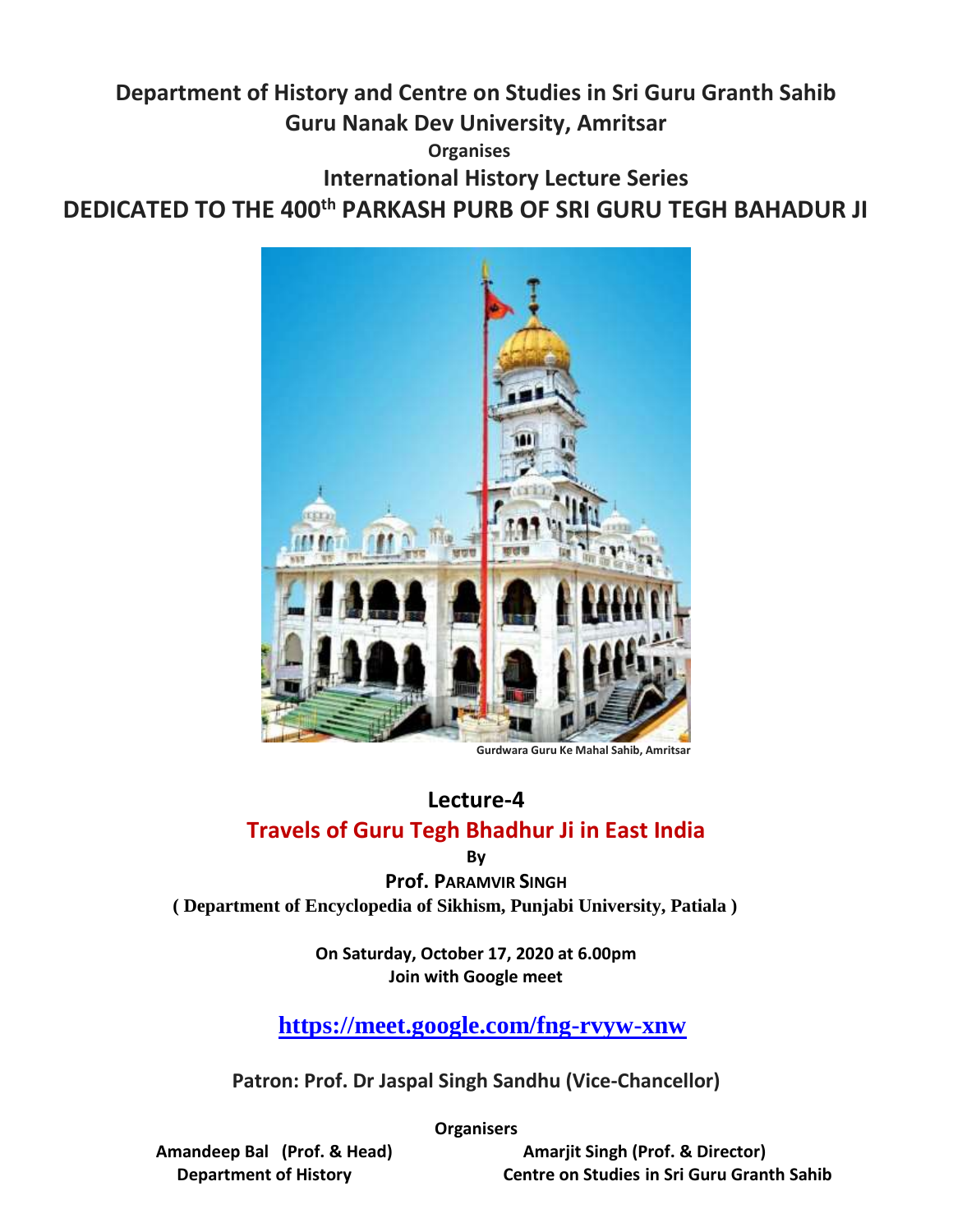# Department of History and Centre on Studies in Sri Guru Granth Sahib

## Guru Nanak Dev University, Amritsar

**Organises**

## International History Lecture Series

## DEDICATED TO THE 400th PARKASH PURB OF SRI GURU TEGH BAHADUR JI

Gurdwara Guru Ke Mahal Sahib, Amritsar

## Lecture-4

## Travels of Guru Tegh Bhadhur Ji in East India

**By**

**Prof. PARAMVIR SINGH**

**( Department of Encyclopedia of Sikhism, Punjabi University, Patiala )**

**On Saturday, October 17, 2020 at 6.00pm**
**Join with Google meet**

**https://meet.google.com/fng-rvyw-xnw**

**Patron: Prof. Dr Jaspal Singh Sandhu (Vice-Chancellor)**

**Organisers**

**Amandeep Bal (Prof. & Head)**
**Department of History**

**Amarjit Singh (Prof. & Director)**
**Centre on Studies in Sri Guru Granth Sahib**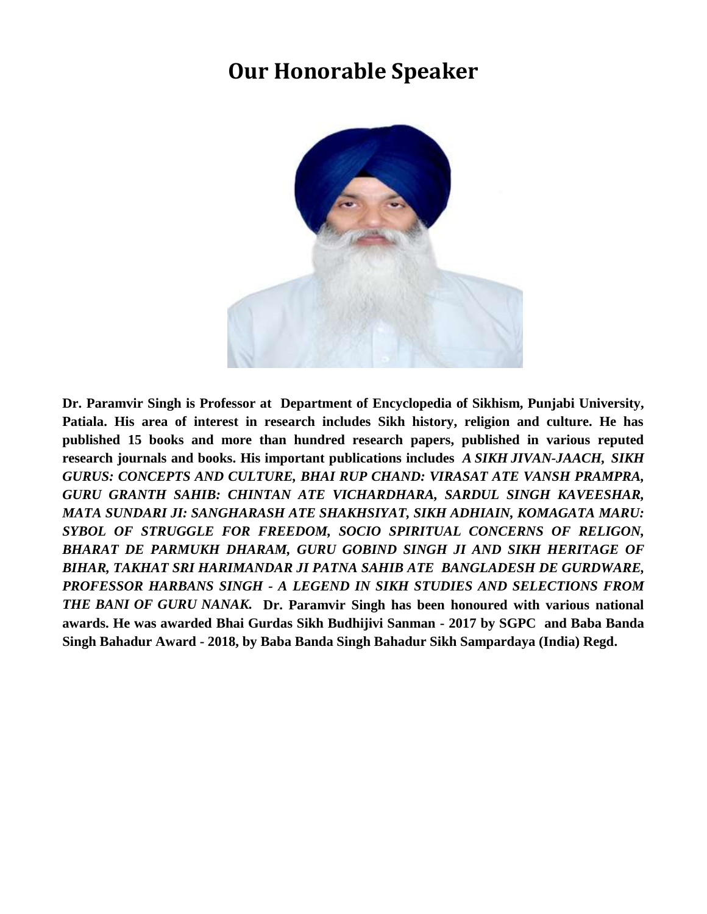# Our Honorable Speaker

**Dr. Paramvir Singh is Professor at Department of Encyclopedia of Sikhism, Punjabi University, Patiala. His area of interest in research includes Sikh history, religion and culture. He has published 15 books and more than hundred research papers, published in various reputed research journals and books. His important publications includes *A SIKH JIVAN-JAACH, SIKH GURUS: CONCEPTS AND CULTURE, BHAI RUP CHAND: VIRASAT ATE VANSH PRAMPRA, GURU GRANTH SAHIB: CHINTAN ATE VICHARDHARA, SARDUL SINGH KAVEESHAR, MATA SUNDARI JI: SANGHARASH ATE SHAKHSIYAT, SIKH ADHIAIN, KOMAGATA MARU: SYBOL OF STRUGGLE FOR FREEDOM, SOCIO SPIRITUAL CONCERNS OF RELIGON, BHARAT DE PARMUKH DHARAM, GURU GOBIND SINGH JI AND SIKH HERITAGE OF BIHAR, TAKHAT SRI HARIMANDAR JI PATNA SAHIB ATE BANGLADESH DE GURDWARE, PROFESSOR HARBANS SINGH - A LEGEND IN SIKH STUDIES AND SELECTIONS FROM THE BANI OF GURU NANAK.* Dr. Paramvir Singh has been honoured with various national awards. He was awarded Bhai Gurdas Sikh Budhijivi Sanman - 2017 by SGPC and Baba Banda Singh Bahadur Award - 2018, by Baba Banda Singh Bahadur Sikh Sampardaya (India) Regd.**